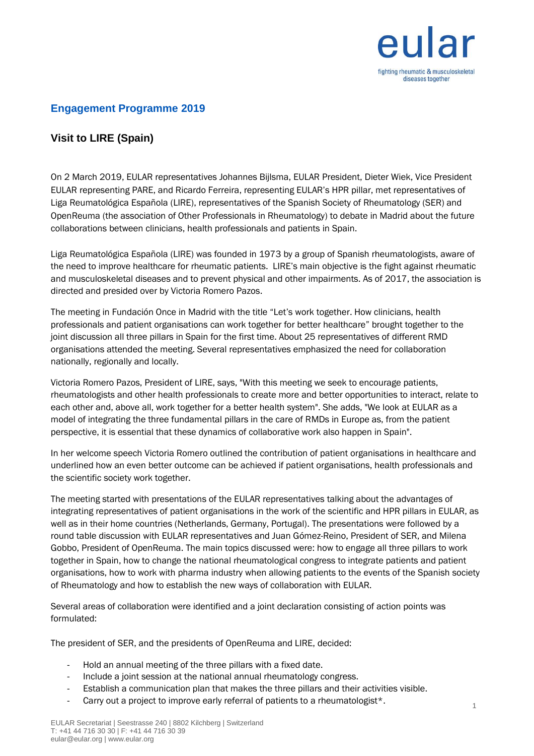## Engagement Programme 2019

### Visit to LIRE (Spain)

On 2 March 2019, EULAR representatives Johannes Bijlsma, EULAR President, Dieter Wiek, Vice President EULAR representing PARE, and Ricardo Ferreira, representing EULAR's HPR pillar, met representatives of Liga Reumatológica Española (LIRE), representatives of the Spanish Society of Rheumatology (SER) and OpenReuma (the association of Other Professionals in Rheumatology) to debate in Madrid about the future collaborations between clinicians, health professionals and patients in Spain.

Liga Reumatológica Española (LIRE) was founded in 1973 by a group of Spanish rheumatologists, aware of the need to improve healthcare for rheumatic patients. LIRE's main objective is the fight against rheumatic and musculoskeletal diseases and to prevent physical and other impairments. As of 2017, the association is directed and presided over by Victoria Romero Pazos.

The meeting in Fundación Once in Madrid with the title "Let's work together. How clinicians, health professionals and patient organisations can work together for better healthcare" brought together to the joint discussion all three pillars in Spain for the first time. About 25 representatives of different RMD organisations attended the meeting. Several representatives emphasized the need for collaboration nationally, regionally and locally.

Victoria Romero Pazos, President of LIRE, says, "With this meeting we seek to encourage patients, rheumatologists and other health professionals to create more and better opportunities to interact, relate to each other and, above all, work together for a better health system". She adds, "We look at EULAR as a model of integrating the three fundamental pillars in the care of RMDs in Europe as, from the patient perspective, it is essential that these dynamics of collaborative work also happen in Spain".

In her welcome speech Victoria Romero outlined the contribution of patient organisations in healthcare and underlined how an even better outcome can be achieved if patient organisations, health professionals and the scientific society work together.

The meeting started with presentations of the EULAR representatives talking about the advantages of integrating representatives of patient organisations in the work of the scientific and HPR pillars in EULAR, as well as in their home countries (Netherlands, Germany, Portugal). The presentations were followed by a round table discussion with EULAR representatives and Juan Gómez-Reino, President of SER, and Milena Gobbo, President of OpenReuma. The main topics discussed were: how to engage all three pillars to work together in Spain, how to change the national rheumatological congress to integrate patients and patient organisations, how to work with pharma industry when allowing patients to the events of the Spanish society of Rheumatology and how to establish the new ways of collaboration with EULAR.

Several areas of collaboration were identified and a joint declaration consisting of action points was formulated:

The president of SER, and the presidents of OpenReuma and LIRE, decided:

- Hold an annual meeting of the three pillars with a fixed date.
- Include a joint session at the national annual rheumatology congress.
- Establish a communication plan that makes the three pillars and their activities visible.
- Carry out a project to improve early referral of patients to a rheumatologist*.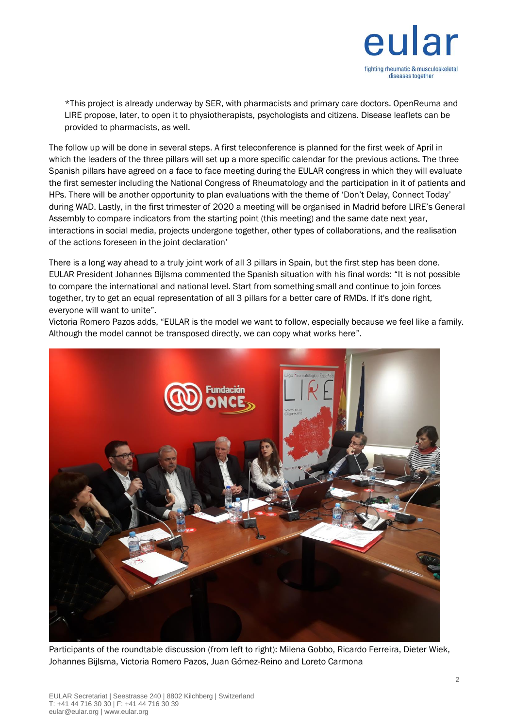*This project is already underway by SER, with pharmacists and primary care doctors. OpenReuma and LIRE propose, later, to open it to physiotherapists, psychologists and citizens. Disease leaflets can be provided to pharmacists, as well.

The follow up will be done in several steps. A first teleconference is planned for the first week of April in which the leaders of the three pillars will set up a more specific calendar for the previous actions. The three Spanish pillars have agreed on a face to face meeting during the EULAR congress in which they will evaluate the first semester including the National Congress of Rheumatology and the participation in it of patients and HPs. There will be another opportunity to plan evaluations with the theme of 'Don't Delay, Connect Today' during WAD. Lastly, in the first trimester of 2020 a meeting will be organised in Madrid before LIRE's General Assembly to compare indicators from the starting point (this meeting) and the same date next year, interactions in social media, projects undergone together, other types of collaborations, and the realisation of the actions foreseen in the joint declaration'

There is a long way ahead to a truly joint work of all 3 pillars in Spain, but the first step has been done. EULAR President Johannes Bijlsma commented the Spanish situation with his final words: "It is not possible to compare the international and national level. Start from something small and continue to join forces together, try to get an equal representation of all 3 pillars for a better care of RMDs. If it's done right, everyone will want to unite".

Victoria Romero Pazos adds, "EULAR is the model we want to follow, especially because we feel like a family. Although the model cannot be transposed directly, we can copy what works here".

Participants of the roundtable discussion (from left to right): Milena Gobbo, Ricardo Ferreira, Dieter Wiek, Johannes Bijlsma, Victoria Romero Pazos, Juan Gómez-Reino and Loreto Carmona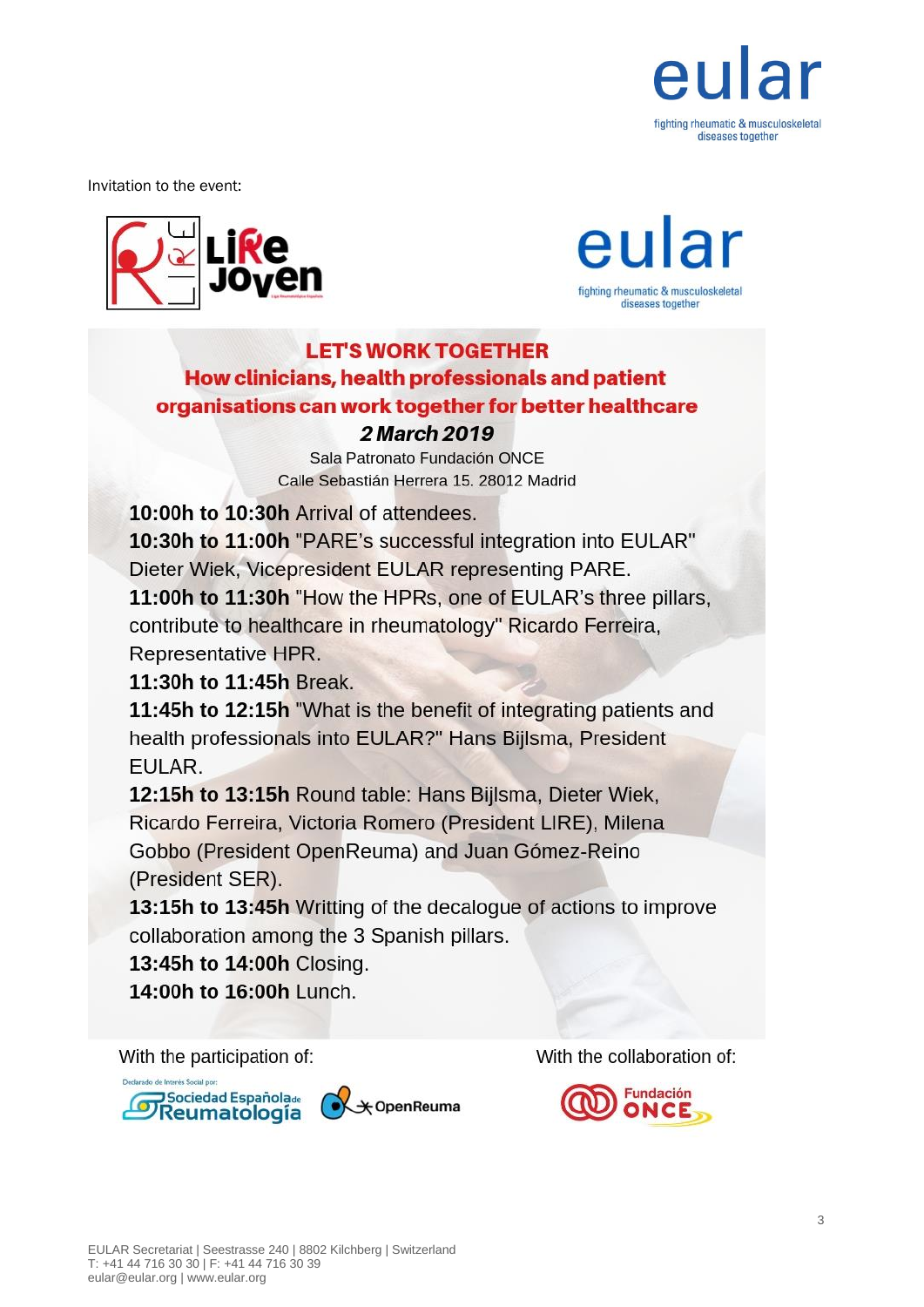Invitation to the event:

## LET'S WORK TOGETHER

## How clinicians, health professionals and patient organisations can work together for better healthcare

***2 March 2019***

Sala Patronato Fundación ONCE
Calle Sebastián Herrera 15, 28012 Madrid

**10:00h to 10:30h** Arrival of attendees.

**10:30h to 11:00h** "PARE's successful integration into EULAR" Dieter Wiek, Vicepresident EULAR representing PARE.

**11:00h to 11:30h** "How the HPRs, one of EULAR's three pillars, contribute to healthcare in rheumatology" Ricardo Ferreira, Representative HPR.

**11:30h to 11:45h** Break.

**11:45h to 12:15h** "What is the benefit of integrating patients and health professionals into EULAR?" Hans Bijlsma, President EULAR.

**12:15h to 13:15h** Round table: Hans Bijlsma, Dieter Wiek, Ricardo Ferreira, Victoria Romero (President LIRE), Milena Gobbo (President OpenReuma) and Juan Gómez-Reino (President SER).

**13:15h to 13:45h** Writting of the decalogue of actions to improve collaboration among the 3 Spanish pillars.

**13:45h to 14:00h** Closing.

**14:00h to 16:00h** Lunch.

With the participation of:

Declarado de Interés Social por: Sociedad Española de Reumatología

OpenReuma

With the collaboration of:

Fundación ONCE

EULAR Secretariat | Seestrasse 240 | 8802 Kilchberg | Switzerland
T: +41 44 716 30 30 | F: +41 44 716 30 39
eular@eular.org | www.eular.org